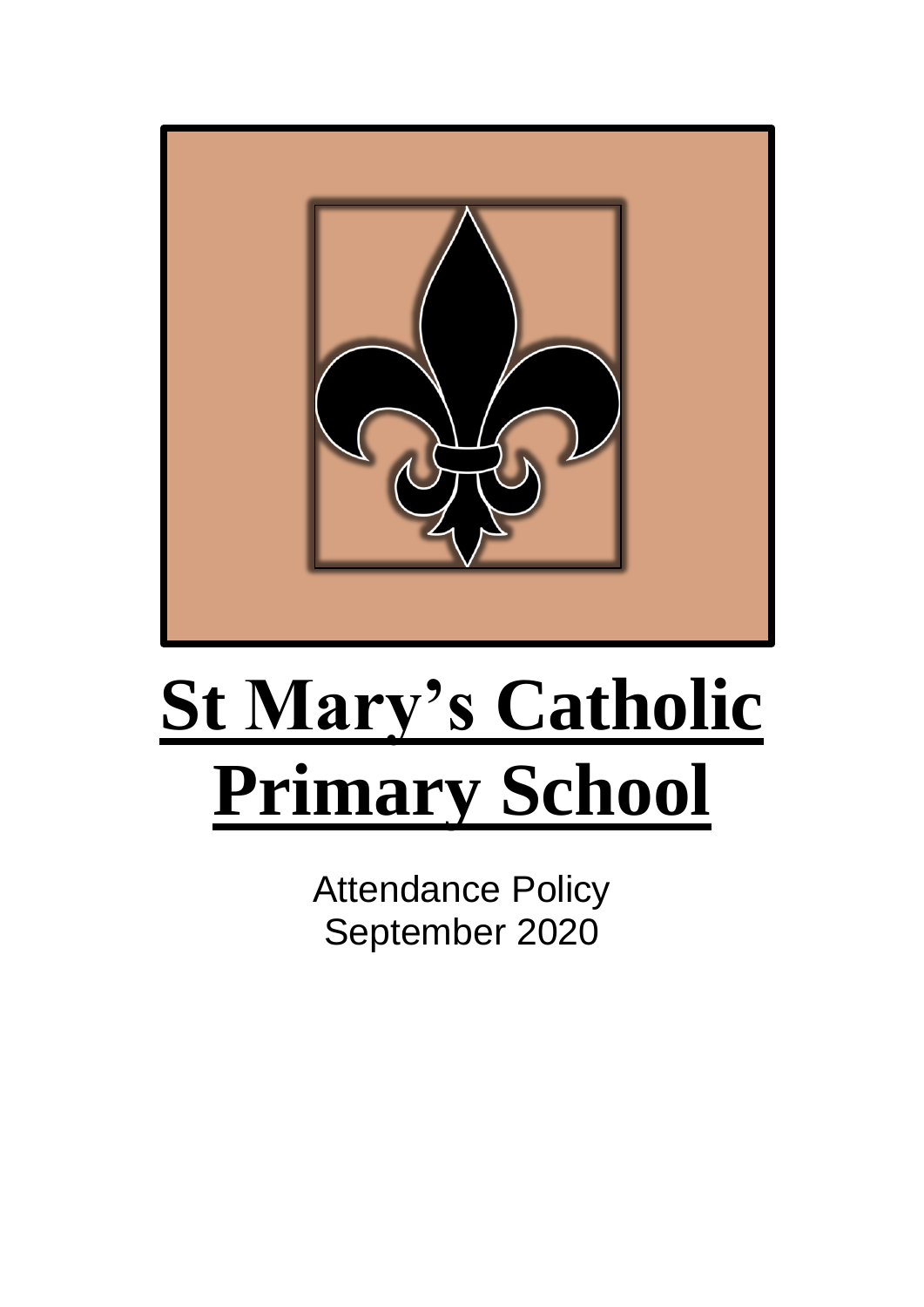# St Mary's Catholic Primary School

Attendance Policy
September 2020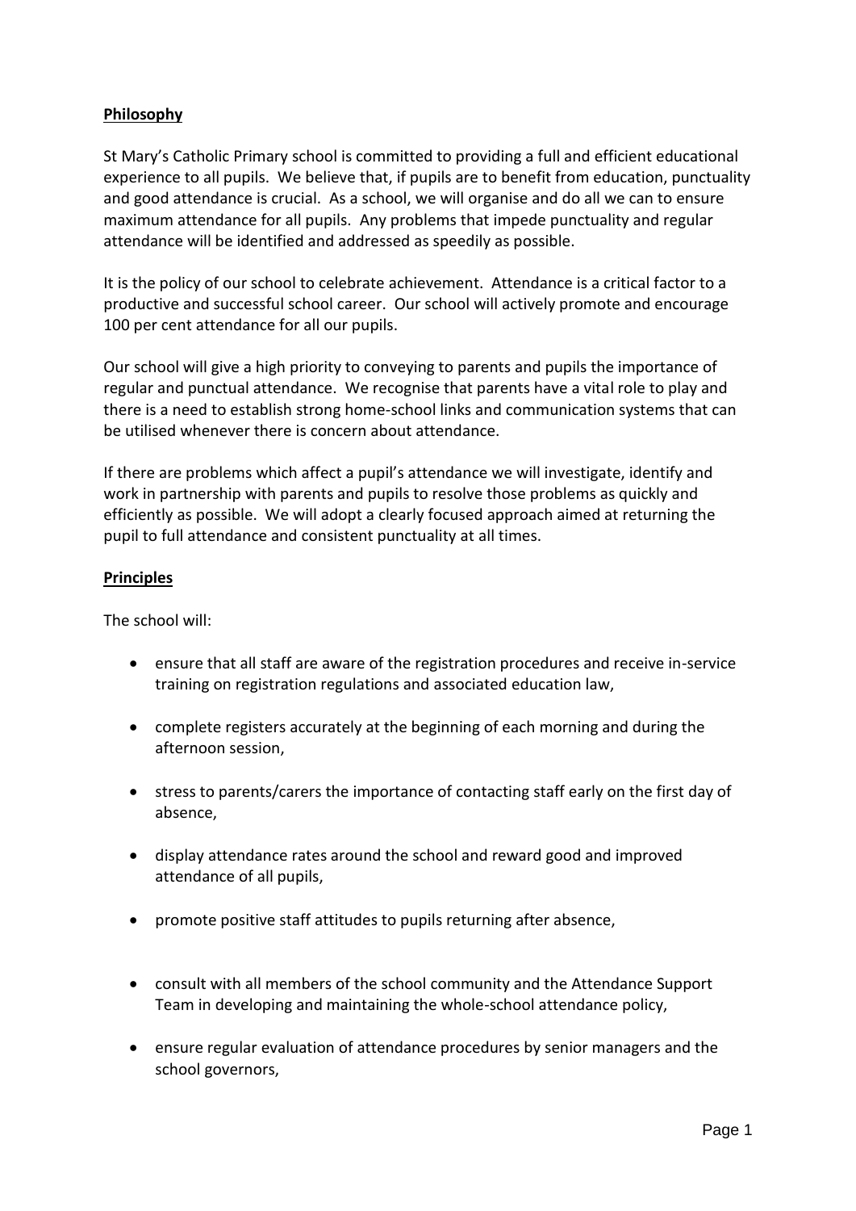## Philosophy

St Mary's Catholic Primary school is committed to providing a full and efficient educational experience to all pupils. We believe that, if pupils are to benefit from education, punctuality and good attendance is crucial. As a school, we will organise and do all we can to ensure maximum attendance for all pupils. Any problems that impede punctuality and regular attendance will be identified and addressed as speedily as possible.

It is the policy of our school to celebrate achievement. Attendance is a critical factor to a productive and successful school career. Our school will actively promote and encourage 100 per cent attendance for all our pupils.

Our school will give a high priority to conveying to parents and pupils the importance of regular and punctual attendance. We recognise that parents have a vital role to play and there is a need to establish strong home-school links and communication systems that can be utilised whenever there is concern about attendance.

If there are problems which affect a pupil's attendance we will investigate, identify and work in partnership with parents and pupils to resolve those problems as quickly and efficiently as possible. We will adopt a clearly focused approach aimed at returning the pupil to full attendance and consistent punctuality at all times.

## Principles

The school will:

- ensure that all staff are aware of the registration procedures and receive in-service training on registration regulations and associated education law,
- complete registers accurately at the beginning of each morning and during the afternoon session,
- stress to parents/carers the importance of contacting staff early on the first day of absence,
- display attendance rates around the school and reward good and improved attendance of all pupils,
- promote positive staff attitudes to pupils returning after absence,
- consult with all members of the school community and the Attendance Support Team in developing and maintaining the whole-school attendance policy,
- ensure regular evaluation of attendance procedures by senior managers and the school governors,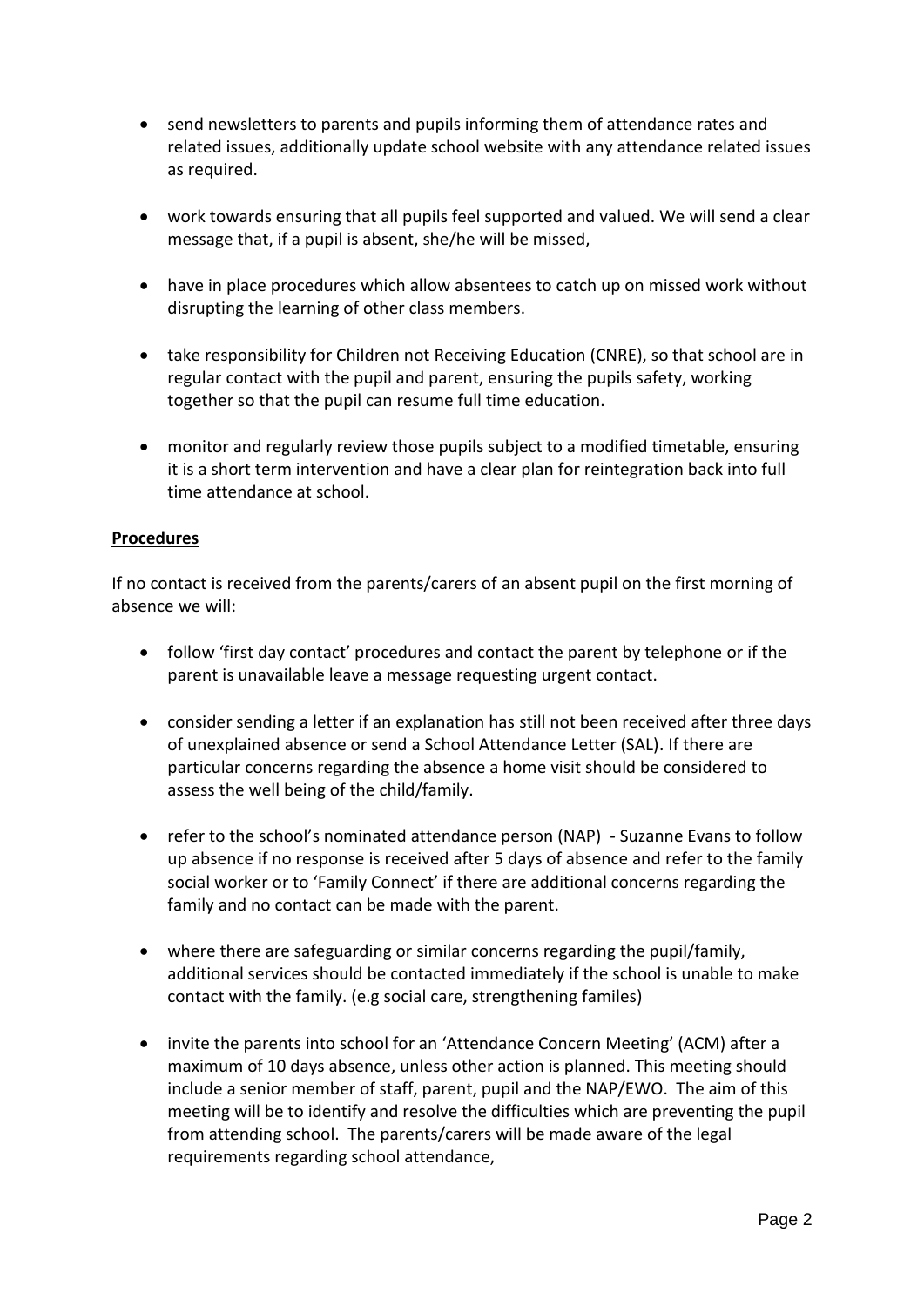- send newsletters to parents and pupils informing them of attendance rates and related issues, additionally update school website with any attendance related issues as required.

- work towards ensuring that all pupils feel supported and valued. We will send a clear message that, if a pupil is absent, she/he will be missed,

- have in place procedures which allow absentees to catch up on missed work without disrupting the learning of other class members.

- take responsibility for Children not Receiving Education (CNRE), so that school are in regular contact with the pupil and parent, ensuring the pupils safety, working together so that the pupil can resume full time education.

- monitor and regularly review those pupils subject to a modified timetable, ensuring it is a short term intervention and have a clear plan for reintegration back into full time attendance at school.

**Procedures**

If no contact is received from the parents/carers of an absent pupil on the first morning of absence we will:

- follow 'first day contact' procedures and contact the parent by telephone or if the parent is unavailable leave a message requesting urgent contact.

- consider sending a letter if an explanation has still not been received after three days of unexplained absence or send a School Attendance Letter (SAL). If there are particular concerns regarding the absence a home visit should be considered to assess the well being of the child/family.

- refer to the school's nominated attendance person (NAP) - Suzanne Evans to follow up absence if no response is received after 5 days of absence and refer to the family social worker or to 'Family Connect' if there are additional concerns regarding the family and no contact can be made with the parent.

- where there are safeguarding or similar concerns regarding the pupil/family, additional services should be contacted immediately if the school is unable to make contact with the family. (e.g social care, strengthening familes)

- invite the parents into school for an 'Attendance Concern Meeting' (ACM) after a maximum of 10 days absence, unless other action is planned. This meeting should include a senior member of staff, parent, pupil and the NAP/EWO. The aim of this meeting will be to identify and resolve the difficulties which are preventing the pupil from attending school. The parents/carers will be made aware of the legal requirements regarding school attendance,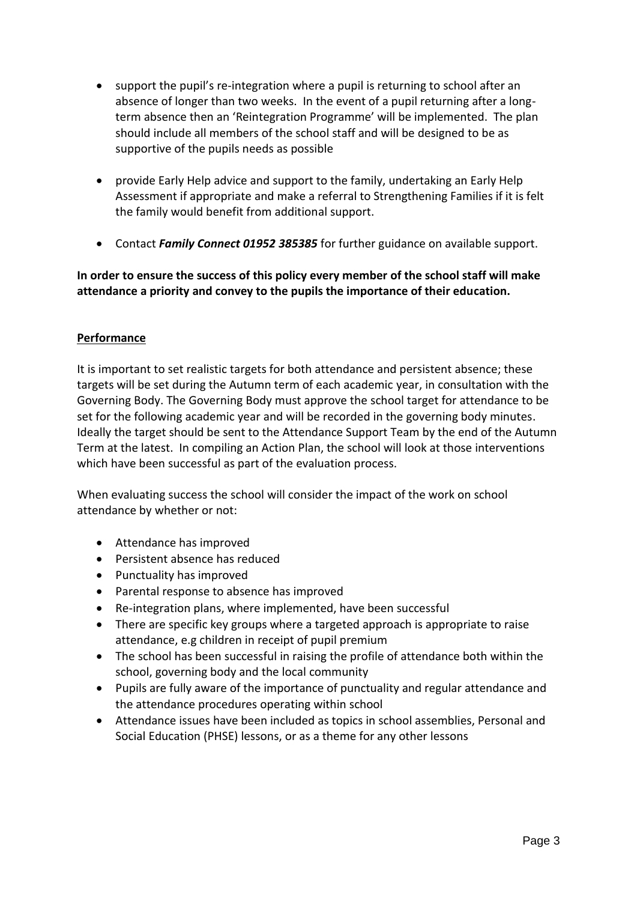- support the pupil's re-integration where a pupil is returning to school after an absence of longer than two weeks. In the event of a pupil returning after a long-term absence then an 'Reintegration Programme' will be implemented. The plan should include all members of the school staff and will be designed to be as supportive of the pupils needs as possible

- provide Early Help advice and support to the family, undertaking an Early Help Assessment if appropriate and make a referral to Strengthening Families if it is felt the family would benefit from additional support.

- Contact ***Family Connect 01952 385385*** for further guidance on available support.

**In order to ensure the success of this policy every member of the school staff will make attendance a priority and convey to the pupils the importance of their education.**

## Performance

It is important to set realistic targets for both attendance and persistent absence; these targets will be set during the Autumn term of each academic year, in consultation with the Governing Body. The Governing Body must approve the school target for attendance to be set for the following academic year and will be recorded in the governing body minutes. Ideally the target should be sent to the Attendance Support Team by the end of the Autumn Term at the latest. In compiling an Action Plan, the school will look at those interventions which have been successful as part of the evaluation process.

When evaluating success the school will consider the impact of the work on school attendance by whether or not:

- Attendance has improved
- Persistent absence has reduced
- Punctuality has improved
- Parental response to absence has improved
- Re-integration plans, where implemented, have been successful
- There are specific key groups where a targeted approach is appropriate to raise attendance, e.g children in receipt of pupil premium
- The school has been successful in raising the profile of attendance both within the school, governing body and the local community
- Pupils are fully aware of the importance of punctuality and regular attendance and the attendance procedures operating within school
- Attendance issues have been included as topics in school assemblies, Personal and Social Education (PHSE) lessons, or as a theme for any other lessons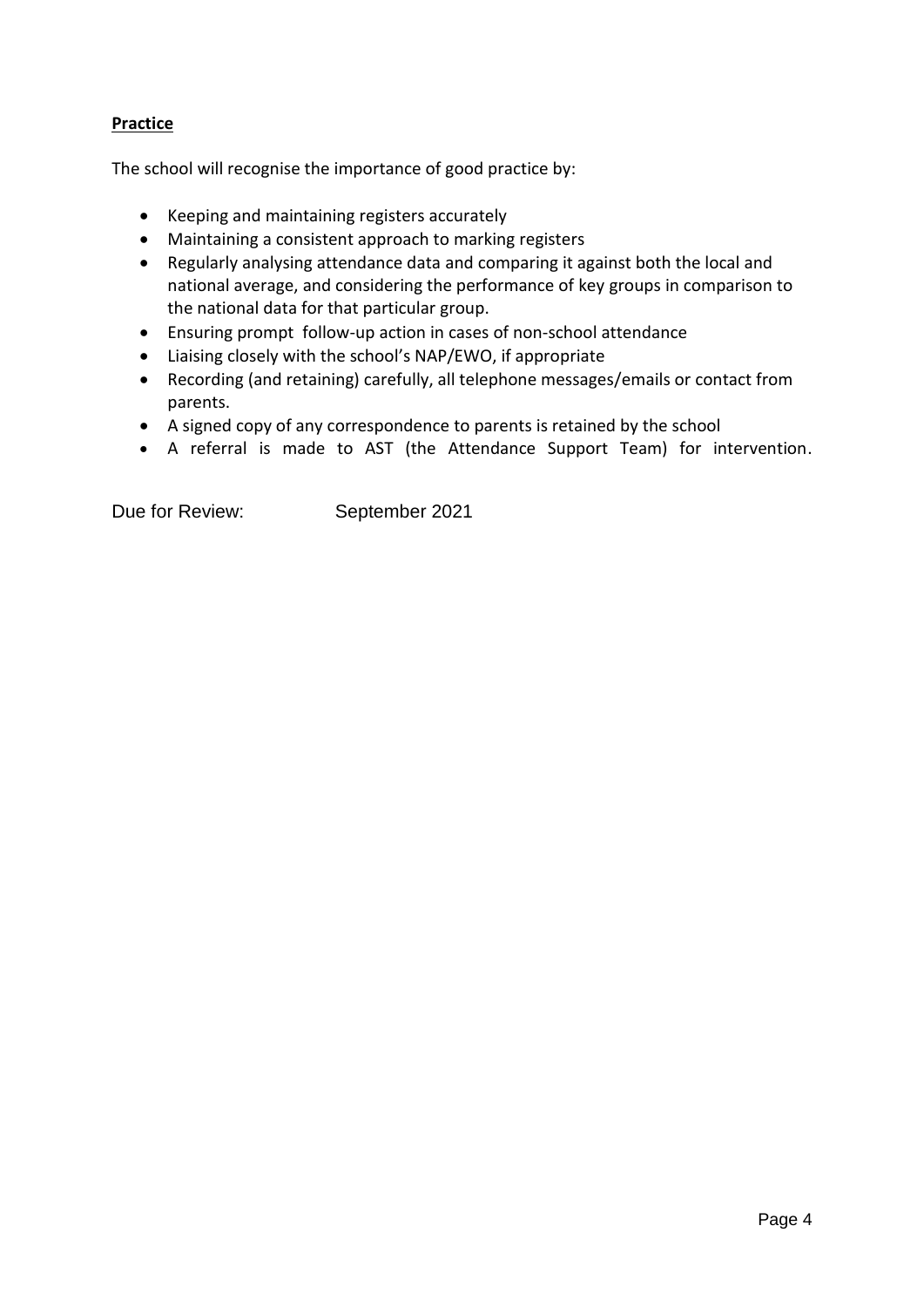**Practice**

The school will recognise the importance of good practice by:

- Keeping and maintaining registers accurately
- Maintaining a consistent approach to marking registers
- Regularly analysing attendance data and comparing it against both the local and national average, and considering the performance of key groups in comparison to the national data for that particular group.
- Ensuring prompt follow-up action in cases of non-school attendance
- Liaising closely with the school's NAP/EWO, if appropriate
- Recording (and retaining) carefully, all telephone messages/emails or contact from parents.
- A signed copy of any correspondence to parents is retained by the school
- A referral is made to AST (the Attendance Support Team) for intervention.

Due for Review: September 2021